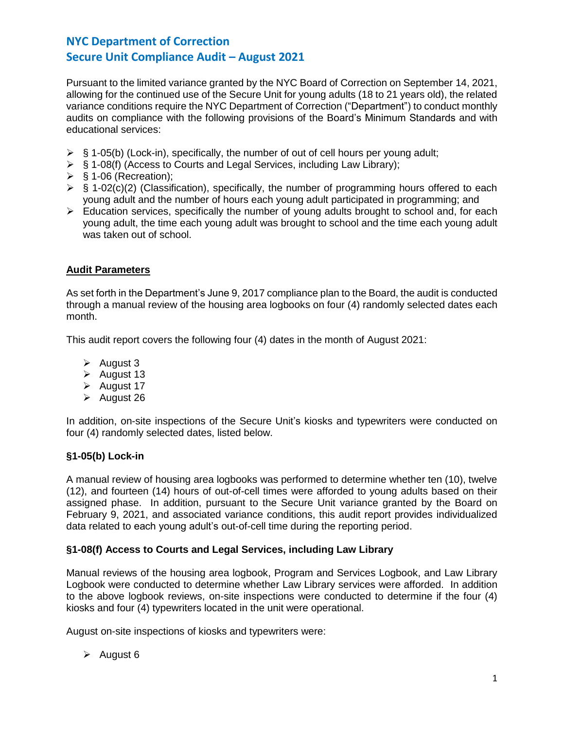# NYC Department of Correction
# Secure Unit Compliance Audit – August 2021

Pursuant to the limited variance granted by the NYC Board of Correction on September 14, 2021, allowing for the continued use of the Secure Unit for young adults (18 to 21 years old), the related variance conditions require the NYC Department of Correction ("Department") to conduct monthly audits on compliance with the following provisions of the Board's Minimum Standards and with educational services:

- § 1-05(b) (Lock-in), specifically, the number of out of cell hours per young adult;
- § 1-08(f) (Access to Courts and Legal Services, including Law Library);
- § 1-06 (Recreation);
- § 1-02(c)(2) (Classification), specifically, the number of programming hours offered to each young adult and the number of hours each young adult participated in programming; and
- Education services, specifically the number of young adults brought to school and, for each young adult, the time each young adult was brought to school and the time each young adult was taken out of school.

## Audit Parameters

As set forth in the Department's June 9, 2017 compliance plan to the Board, the audit is conducted through a manual review of the housing area logbooks on four (4) randomly selected dates each month.

This audit report covers the following four (4) dates in the month of August 2021:

- August 3
- August 13
- August 17
- August 26

In addition, on-site inspections of the Secure Unit's kiosks and typewriters were conducted on four (4) randomly selected dates, listed below.

### §1-05(b) Lock-in

A manual review of housing area logbooks was performed to determine whether ten (10), twelve (12), and fourteen (14) hours of out-of-cell times were afforded to young adults based on their assigned phase. In addition, pursuant to the Secure Unit variance granted by the Board on February 9, 2021, and associated variance conditions, this audit report provides individualized data related to each young adult's out-of-cell time during the reporting period.

### §1-08(f) Access to Courts and Legal Services, including Law Library

Manual reviews of the housing area logbook, Program and Services Logbook, and Law Library Logbook were conducted to determine whether Law Library services were afforded. In addition to the above logbook reviews, on-site inspections were conducted to determine if the four (4) kiosks and four (4) typewriters located in the unit were operational.

August on-site inspections of kiosks and typewriters were:

- August 6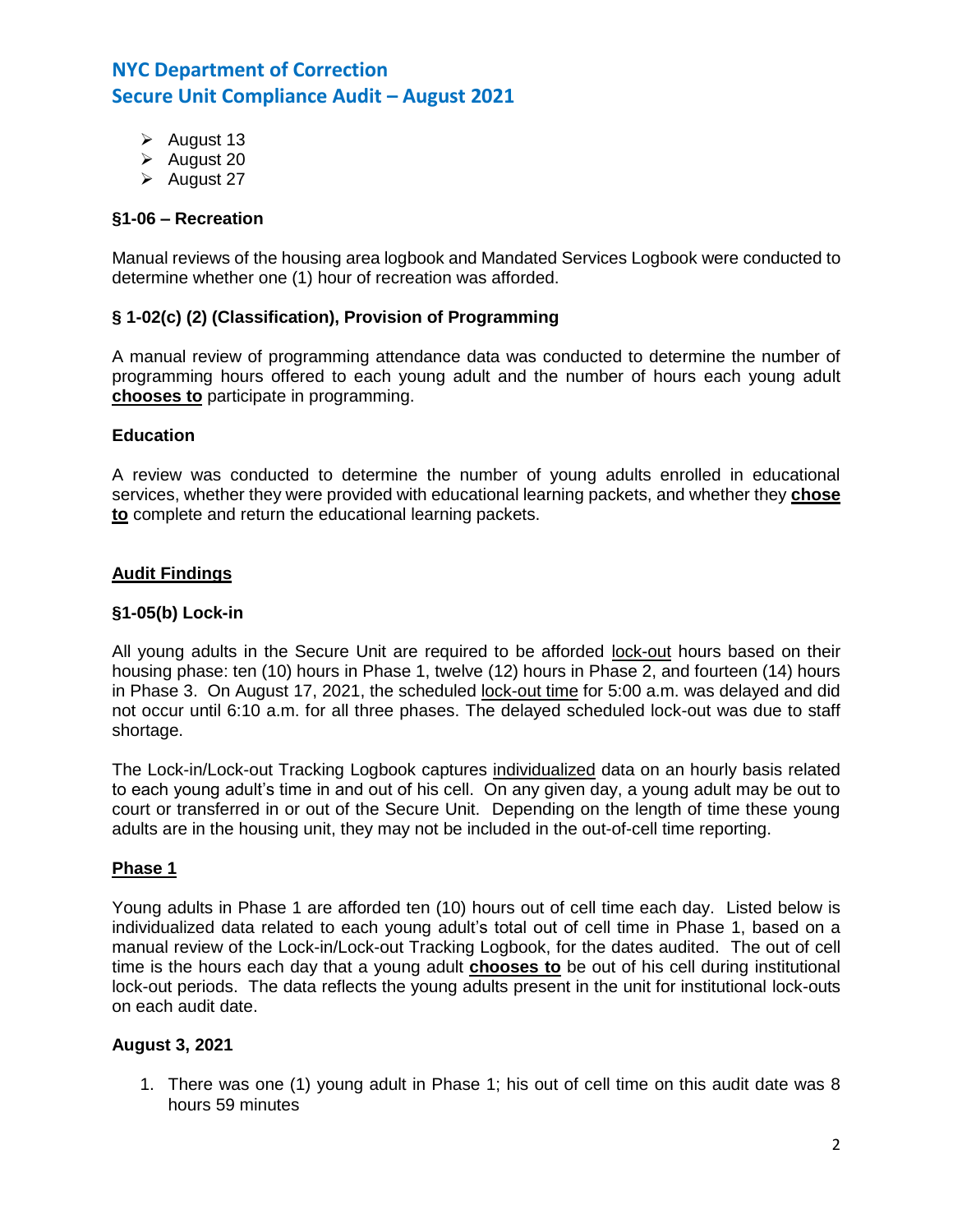- August 13
- August 20
- August 27

**§1-06 – Recreation**

Manual reviews of the housing area logbook and Mandated Services Logbook were conducted to determine whether one (1) hour of recreation was afforded.

**§ 1-02(c) (2) (Classification), Provision of Programming**

A manual review of programming attendance data was conducted to determine the number of programming hours offered to each young adult and the number of hours each young adult **chooses to** participate in programming.

**Education**

A review was conducted to determine the number of young adults enrolled in educational services, whether they were provided with educational learning packets, and whether they **chose to** complete and return the educational learning packets.

## Audit Findings

**§1-05(b) Lock-in**

All young adults in the Secure Unit are required to be afforded lock-out hours based on their housing phase: ten (10) hours in Phase 1, twelve (12) hours in Phase 2, and fourteen (14) hours in Phase 3. On August 17, 2021, the scheduled lock-out time for 5:00 a.m. was delayed and did not occur until 6:10 a.m. for all three phases. The delayed scheduled lock-out was due to staff shortage.

The Lock-in/Lock-out Tracking Logbook captures individualized data on an hourly basis related to each young adult's time in and out of his cell. On any given day, a young adult may be out to court or transferred in or out of the Secure Unit. Depending on the length of time these young adults are in the housing unit, they may not be included in the out-of-cell time reporting.

### Phase 1

Young adults in Phase 1 are afforded ten (10) hours out of cell time each day. Listed below is individualized data related to each young adult's total out of cell time in Phase 1, based on a manual review of the Lock-in/Lock-out Tracking Logbook, for the dates audited. The out of cell time is the hours each day that a young adult **chooses to** be out of his cell during institutional lock-out periods. The data reflects the young adults present in the unit for institutional lock-outs on each audit date.

**August 3, 2021**

1. There was one (1) young adult in Phase 1; his out of cell time on this audit date was 8 hours 59 minutes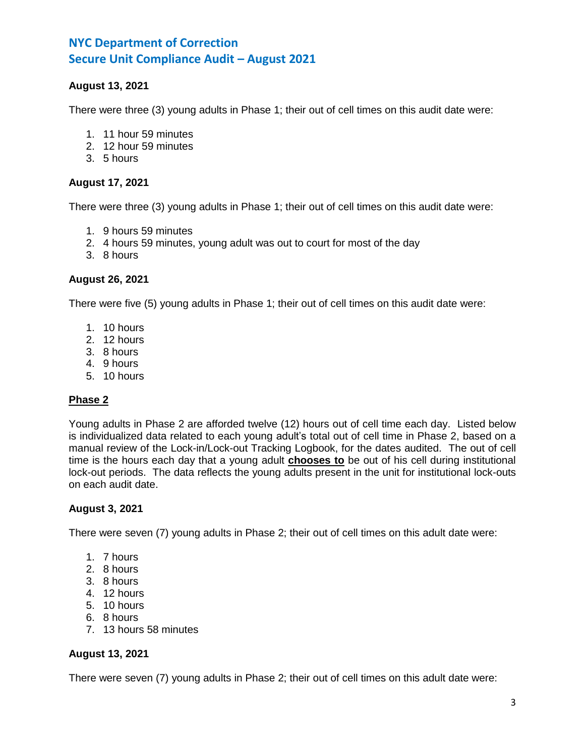**August 13, 2021**

There were three (3) young adults in Phase 1; their out of cell times on this audit date were:

1. 11 hour 59 minutes
2. 12 hour 59 minutes
3. 5 hours

**August 17, 2021**

There were three (3) young adults in Phase 1; their out of cell times on this audit date were:

1. 9 hours 59 minutes
2. 4 hours 59 minutes, young adult was out to court for most of the day
3. 8 hours

**August 26, 2021**

There were five (5) young adults in Phase 1; their out of cell times on this audit date were:

1. 10 hours
2. 12 hours
3. 8 hours
4. 9 hours
5. 10 hours

**Phase 2**

Young adults in Phase 2 are afforded twelve (12) hours out of cell time each day. Listed below is individualized data related to each young adult's total out of cell time in Phase 2, based on a manual review of the Lock-in/Lock-out Tracking Logbook, for the dates audited. The out of cell time is the hours each day that a young adult **chooses to** be out of his cell during institutional lock-out periods. The data reflects the young adults present in the unit for institutional lock-outs on each audit date.

**August 3, 2021**

There were seven (7) young adults in Phase 2; their out of cell times on this adult date were:

1. 7 hours
2. 8 hours
3. 8 hours
4. 12 hours
5. 10 hours
6. 8 hours
7. 13 hours 58 minutes

**August 13, 2021**

There were seven (7) young adults in Phase 2; their out of cell times on this adult date were: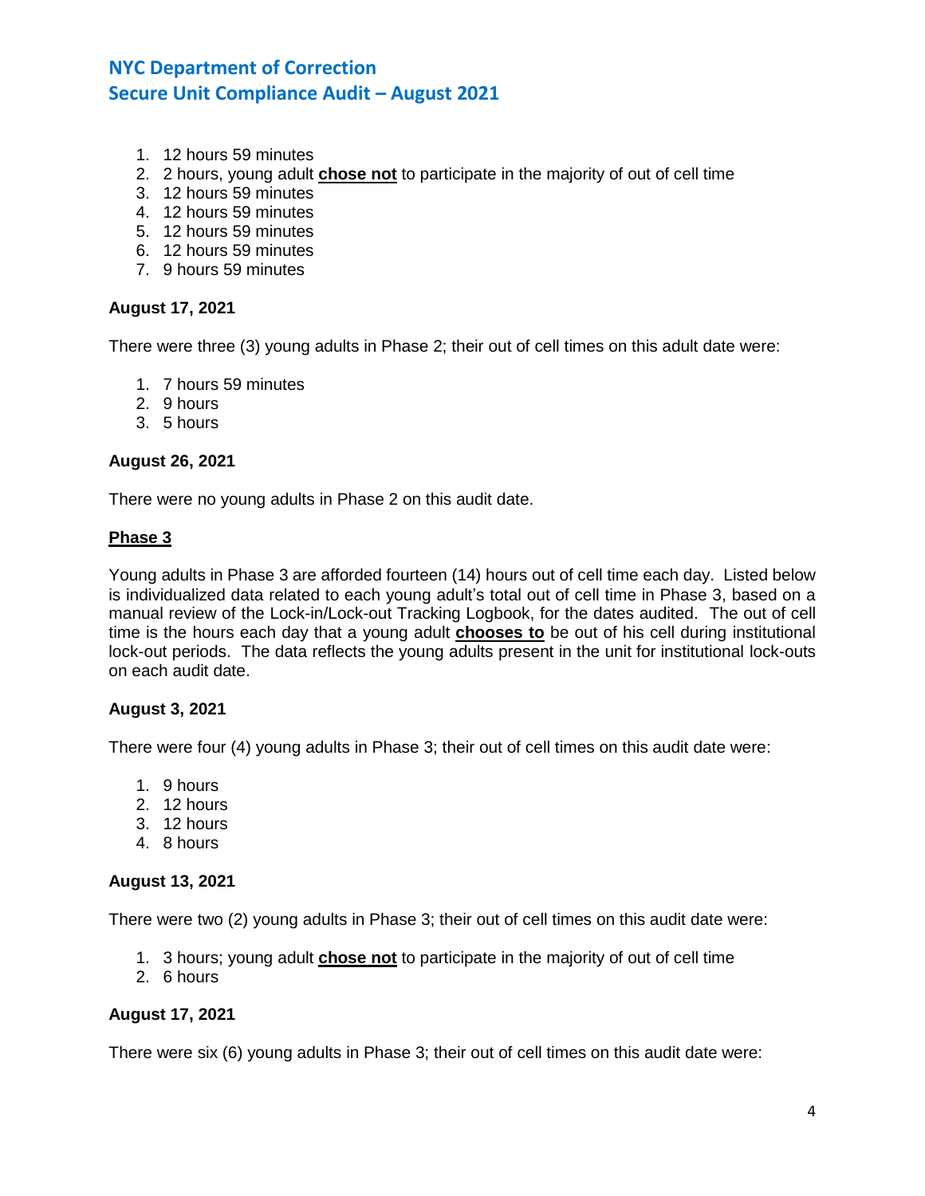1. 12 hours 59 minutes
2. 2 hours, young adult **chose not** to participate in the majority of out of cell time
3. 12 hours 59 minutes
4. 12 hours 59 minutes
5. 12 hours 59 minutes
6. 12 hours 59 minutes
7. 9 hours 59 minutes

**August 17, 2021**

There were three (3) young adults in Phase 2; their out of cell times on this adult date were:

1. 7 hours 59 minutes
2. 9 hours
3. 5 hours

**August 26, 2021**

There were no young adults in Phase 2 on this audit date.

**Phase 3**

Young adults in Phase 3 are afforded fourteen (14) hours out of cell time each day. Listed below is individualized data related to each young adult's total out of cell time in Phase 3, based on a manual review of the Lock-in/Lock-out Tracking Logbook, for the dates audited. The out of cell time is the hours each day that a young adult **chooses to** be out of his cell during institutional lock-out periods. The data reflects the young adults present in the unit for institutional lock-outs on each audit date.

**August 3, 2021**

There were four (4) young adults in Phase 3; their out of cell times on this audit date were:

1. 9 hours
2. 12 hours
3. 12 hours
4. 8 hours

**August 13, 2021**

There were two (2) young adults in Phase 3; their out of cell times on this audit date were:

1. 3 hours; young adult **chose not** to participate in the majority of out of cell time
2. 6 hours

**August 17, 2021**

There were six (6) young adults in Phase 3; their out of cell times on this audit date were: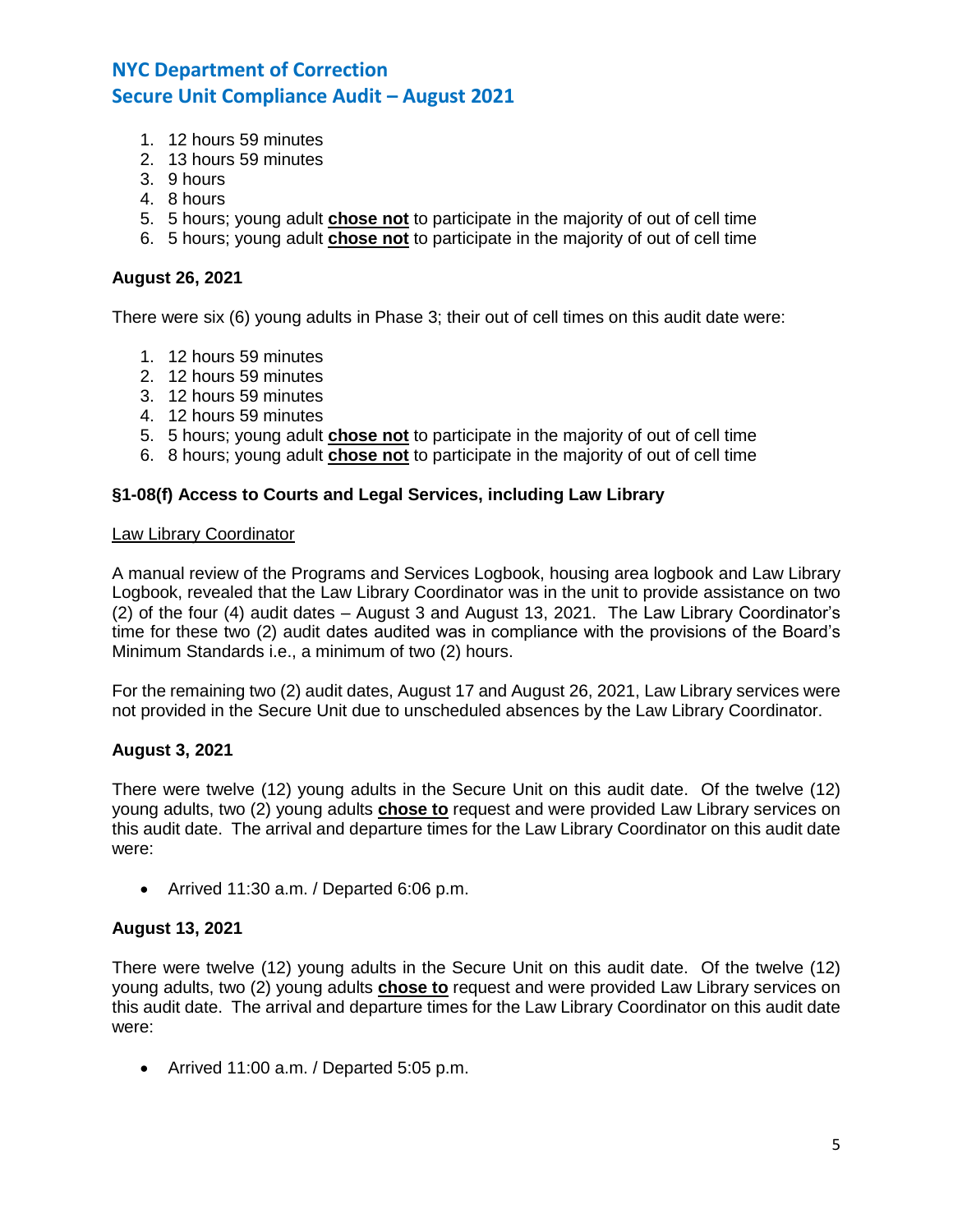1. 12 hours 59 minutes
2. 13 hours 59 minutes
3. 9 hours
4. 8 hours
5. 5 hours; young adult **<u>chose not</u>** to participate in the majority of out of cell time
6. 5 hours; young adult **<u>chose not</u>** to participate in the majority of out of cell time

**August 26, 2021**

There were six (6) young adults in Phase 3; their out of cell times on this audit date were:

1. 12 hours 59 minutes
2. 12 hours 59 minutes
3. 12 hours 59 minutes
4. 12 hours 59 minutes
5. 5 hours; young adult **<u>chose not</u>** to participate in the majority of out of cell time
6. 8 hours; young adult **<u>chose not</u>** to participate in the majority of out of cell time

**§1-08(f) Access to Courts and Legal Services, including Law Library**

<u>Law Library Coordinator</u>

A manual review of the Programs and Services Logbook, housing area logbook and Law Library Logbook, revealed that the Law Library Coordinator was in the unit to provide assistance on two (2) of the four (4) audit dates – August 3 and August 13, 2021. The Law Library Coordinator's time for these two (2) audit dates audited was in compliance with the provisions of the Board's Minimum Standards i.e., a minimum of two (2) hours.

For the remaining two (2) audit dates, August 17 and August 26, 2021, Law Library services were not provided in the Secure Unit due to unscheduled absences by the Law Library Coordinator.

**August 3, 2021**

There were twelve (12) young adults in the Secure Unit on this audit date. Of the twelve (12) young adults, two (2) young adults **<u>chose to</u>** request and were provided Law Library services on this audit date. The arrival and departure times for the Law Library Coordinator on this audit date were:

- Arrived 11:30 a.m. / Departed 6:06 p.m.

**August 13, 2021**

There were twelve (12) young adults in the Secure Unit on this audit date. Of the twelve (12) young adults, two (2) young adults **<u>chose to</u>** request and were provided Law Library services on this audit date. The arrival and departure times for the Law Library Coordinator on this audit date were:

- Arrived 11:00 a.m. / Departed 5:05 p.m.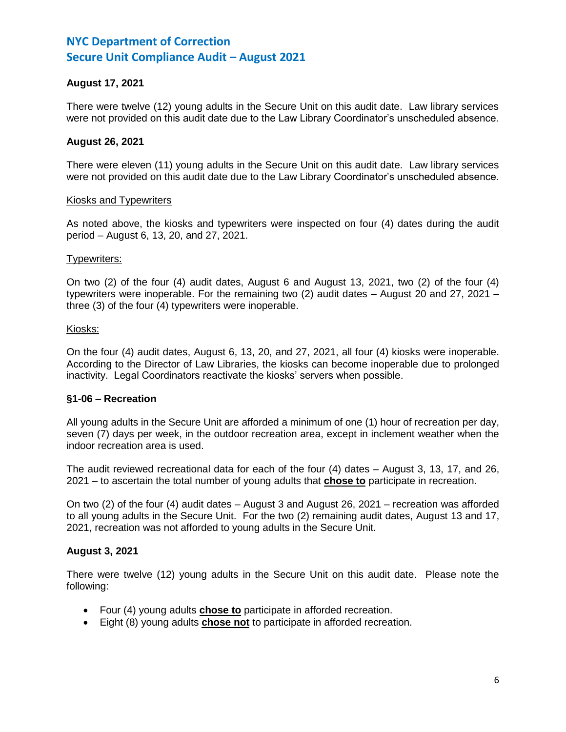**August 17, 2021**

There were twelve (12) young adults in the Secure Unit on this audit date. Law library services were not provided on this audit date due to the Law Library Coordinator's unscheduled absence.

**August 26, 2021**

There were eleven (11) young adults in the Secure Unit on this audit date. Law library services were not provided on this audit date due to the Law Library Coordinator's unscheduled absence.

Kiosks and Typewriters

As noted above, the kiosks and typewriters were inspected on four (4) dates during the audit period – August 6, 13, 20, and 27, 2021.

Typewriters:

On two (2) of the four (4) audit dates, August 6 and August 13, 2021, two (2) of the four (4) typewriters were inoperable. For the remaining two (2) audit dates – August 20 and 27, 2021 – three (3) of the four (4) typewriters were inoperable.

Kiosks:

On the four (4) audit dates, August 6, 13, 20, and 27, 2021, all four (4) kiosks were inoperable. According to the Director of Law Libraries, the kiosks can become inoperable due to prolonged inactivity. Legal Coordinators reactivate the kiosks' servers when possible.

**§1-06 – Recreation**

All young adults in the Secure Unit are afforded a minimum of one (1) hour of recreation per day, seven (7) days per week, in the outdoor recreation area, except in inclement weather when the indoor recreation area is used.

The audit reviewed recreational data for each of the four (4) dates – August 3, 13, 17, and 26, 2021 – to ascertain the total number of young adults that **chose to** participate in recreation.

On two (2) of the four (4) audit dates – August 3 and August 26, 2021 – recreation was afforded to all young adults in the Secure Unit. For the two (2) remaining audit dates, August 13 and 17, 2021, recreation was not afforded to young adults in the Secure Unit.

**August 3, 2021**

There were twelve (12) young adults in the Secure Unit on this audit date. Please note the following:

- Four (4) young adults **chose to** participate in afforded recreation.
- Eight (8) young adults **chose not** to participate in afforded recreation.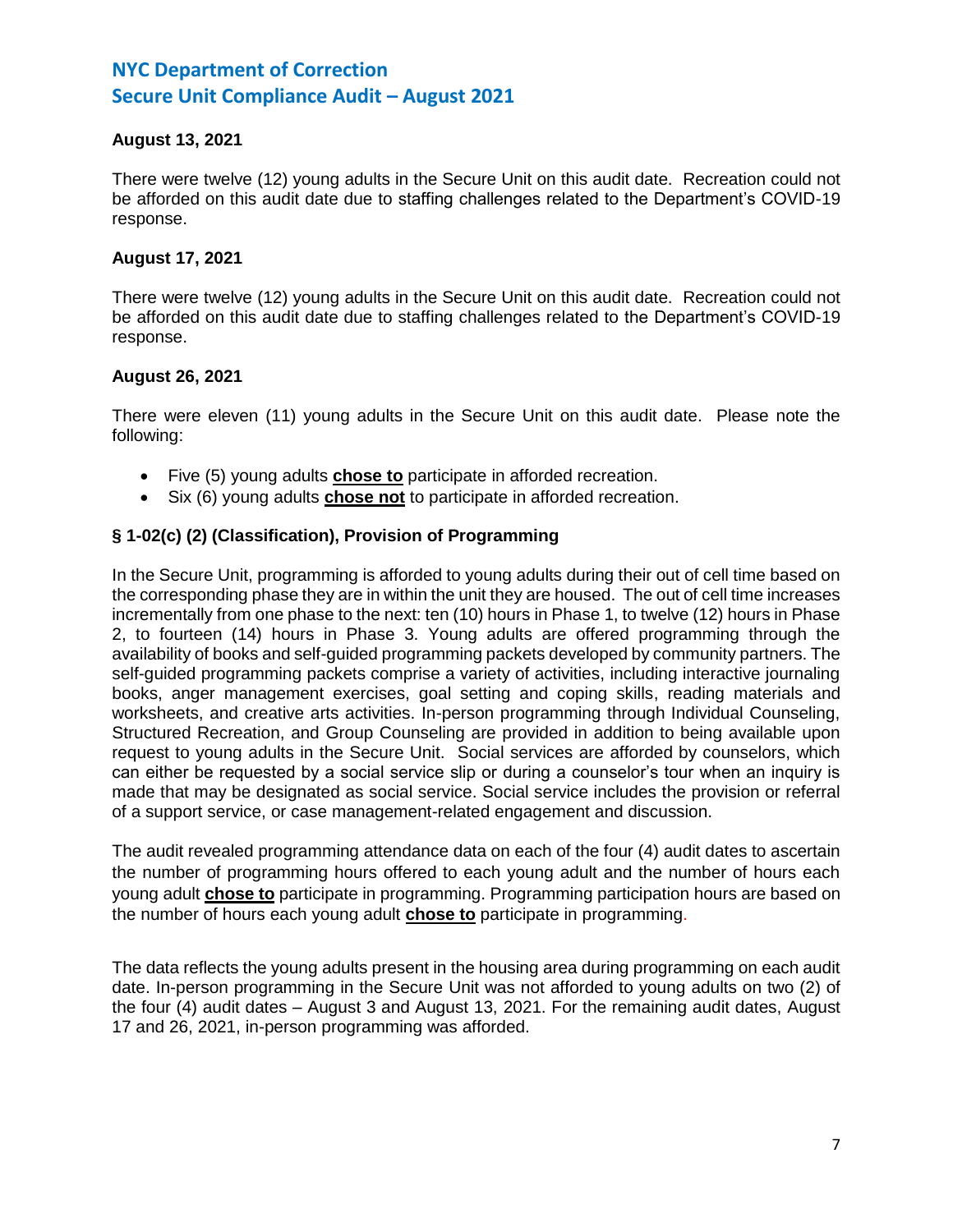**August 13, 2021**

There were twelve (12) young adults in the Secure Unit on this audit date. Recreation could not be afforded on this audit date due to staffing challenges related to the Department's COVID-19 response.

**August 17, 2021**

There were twelve (12) young adults in the Secure Unit on this audit date. Recreation could not be afforded on this audit date due to staffing challenges related to the Department's COVID-19 response.

**August 26, 2021**

There were eleven (11) young adults in the Secure Unit on this audit date. Please note the following:

- Five (5) young adults **chose to** participate in afforded recreation.
- Six (6) young adults **chose not** to participate in afforded recreation.

### § 1-02(c) (2) (Classification), Provision of Programming

In the Secure Unit, programming is afforded to young adults during their out of cell time based on the corresponding phase they are in within the unit they are housed. The out of cell time increases incrementally from one phase to the next: ten (10) hours in Phase 1, to twelve (12) hours in Phase 2, to fourteen (14) hours in Phase 3. Young adults are offered programming through the availability of books and self-guided programming packets developed by community partners. The self-guided programming packets comprise a variety of activities, including interactive journaling books, anger management exercises, goal setting and coping skills, reading materials and worksheets, and creative arts activities. In-person programming through Individual Counseling, Structured Recreation, and Group Counseling are provided in addition to being available upon request to young adults in the Secure Unit. Social services are afforded by counselors, which can either be requested by a social service slip or during a counselor's tour when an inquiry is made that may be designated as social service. Social service includes the provision or referral of a support service, or case management-related engagement and discussion.

The audit revealed programming attendance data on each of the four (4) audit dates to ascertain the number of programming hours offered to each young adult and the number of hours each young adult **chose to** participate in programming. Programming participation hours are based on the number of hours each young adult **chose to** participate in programming.

The data reflects the young adults present in the housing area during programming on each audit date. In-person programming in the Secure Unit was not afforded to young adults on two (2) of the four (4) audit dates – August 3 and August 13, 2021. For the remaining audit dates, August 17 and 26, 2021, in-person programming was afforded.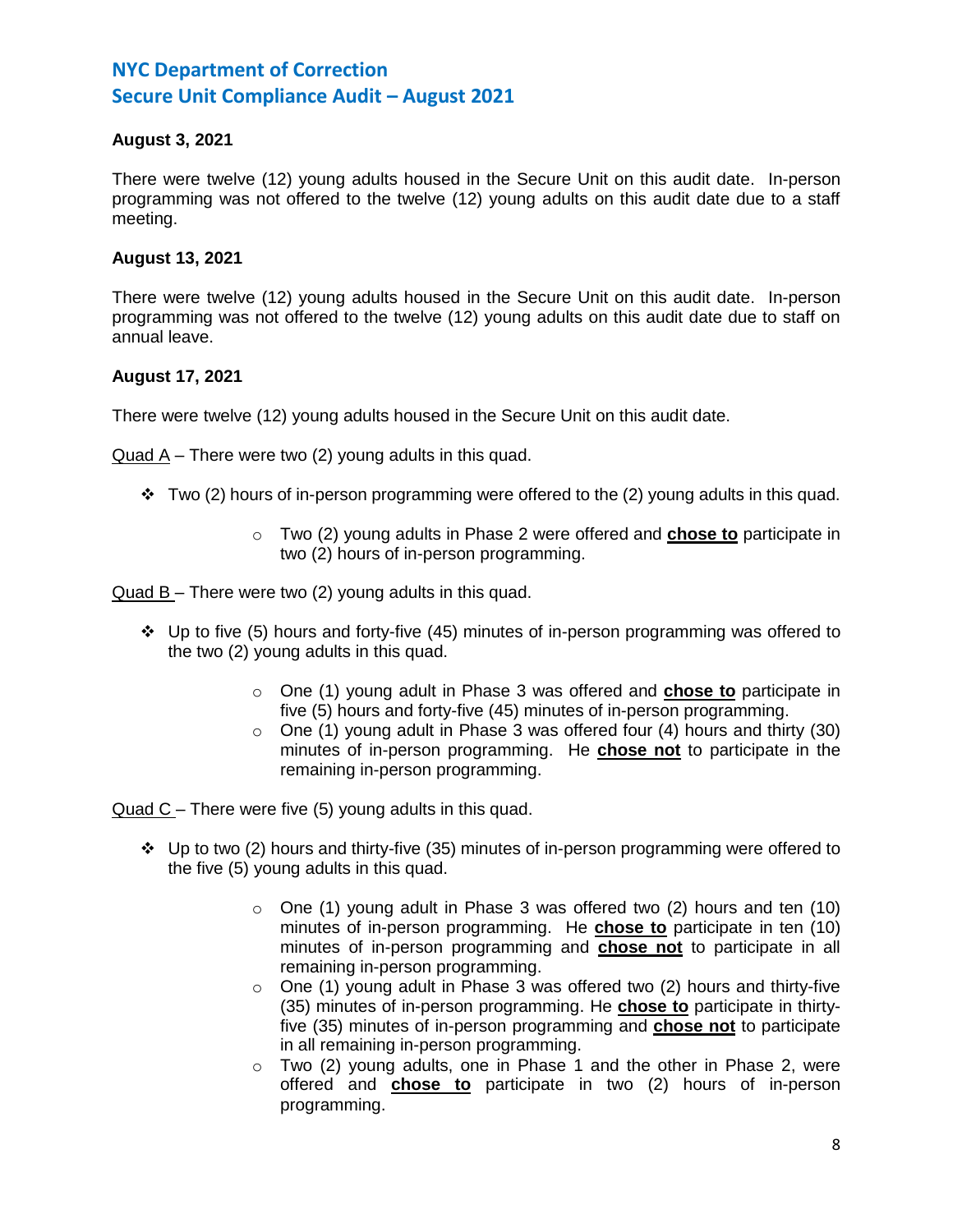**August 3, 2021**

There were twelve (12) young adults housed in the Secure Unit on this audit date. In-person programming was not offered to the twelve (12) young adults on this audit date due to a staff meeting.

**August 13, 2021**

There were twelve (12) young adults housed in the Secure Unit on this audit date. In-person programming was not offered to the twelve (12) young adults on this audit date due to staff on annual leave.

**August 17, 2021**

There were twelve (12) young adults housed in the Secure Unit on this audit date.

<u>Quad A</u> – There were two (2) young adults in this quad.

- Two (2) hours of in-person programming were offered to the (2) young adults in this quad.
  - Two (2) young adults in Phase 2 were offered and **<u>chose to</u>** participate in two (2) hours of in-person programming.

<u>Quad B</u> – There were two (2) young adults in this quad.

- Up to five (5) hours and forty-five (45) minutes of in-person programming was offered to the two (2) young adults in this quad.
  - One (1) young adult in Phase 3 was offered and **<u>chose to</u>** participate in five (5) hours and forty-five (45) minutes of in-person programming.
  - One (1) young adult in Phase 3 was offered four (4) hours and thirty (30) minutes of in-person programming. He **<u>chose not</u>** to participate in the remaining in-person programming.

<u>Quad C</u> – There were five (5) young adults in this quad.

- Up to two (2) hours and thirty-five (35) minutes of in-person programming were offered to the five (5) young adults in this quad.
  - One (1) young adult in Phase 3 was offered two (2) hours and ten (10) minutes of in-person programming. He **<u>chose to</u>** participate in ten (10) minutes of in-person programming and **<u>chose not</u>** to participate in all remaining in-person programming.
  - One (1) young adult in Phase 3 was offered two (2) hours and thirty-five (35) minutes of in-person programming. He **<u>chose to</u>** participate in thirty-five (35) minutes of in-person programming and **<u>chose not</u>** to participate in all remaining in-person programming.
  - Two (2) young adults, one in Phase 1 and the other in Phase 2, were offered and **<u>chose to</u>** participate in two (2) hours of in-person programming.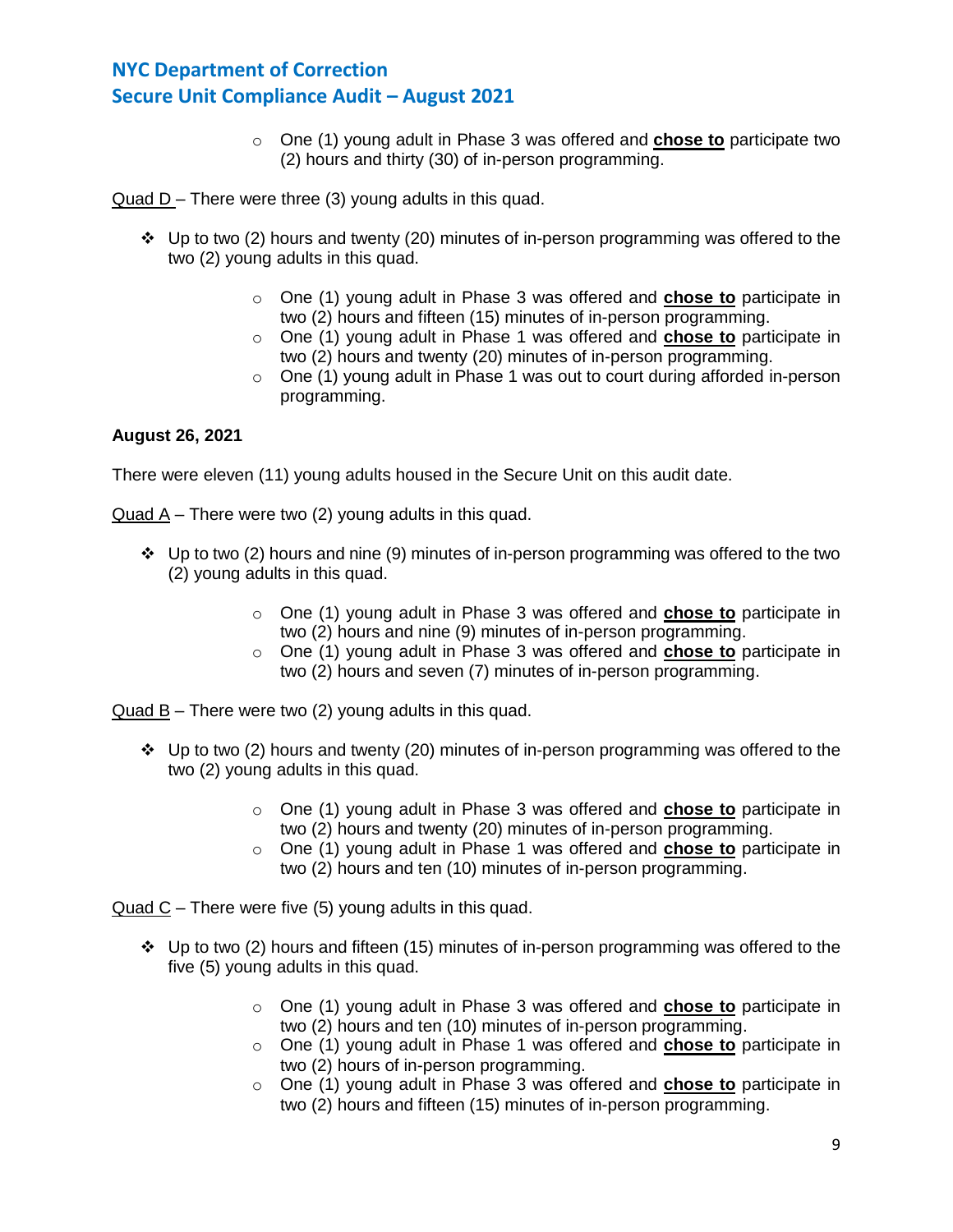- One (1) young adult in Phase 3 was offered and **chose to** participate two (2) hours and thirty (30) of in-person programming.

Quad D – There were three (3) young adults in this quad.

- ❖ Up to two (2) hours and twenty (20) minutes of in-person programming was offered to the two (2) young adults in this quad.
    - One (1) young adult in Phase 3 was offered and **chose to** participate in two (2) hours and fifteen (15) minutes of in-person programming.
    - One (1) young adult in Phase 1 was offered and **chose to** participate in two (2) hours and twenty (20) minutes of in-person programming.
    - One (1) young adult in Phase 1 was out to court during afforded in-person programming.

**August 26, 2021**

There were eleven (11) young adults housed in the Secure Unit on this audit date.

Quad A – There were two (2) young adults in this quad.

- ❖ Up to two (2) hours and nine (9) minutes of in-person programming was offered to the two (2) young adults in this quad.
    - One (1) young adult in Phase 3 was offered and **chose to** participate in two (2) hours and nine (9) minutes of in-person programming.
    - One (1) young adult in Phase 3 was offered and **chose to** participate in two (2) hours and seven (7) minutes of in-person programming.

Quad B – There were two (2) young adults in this quad.

- ❖ Up to two (2) hours and twenty (20) minutes of in-person programming was offered to the two (2) young adults in this quad.
    - One (1) young adult in Phase 3 was offered and **chose to** participate in two (2) hours and twenty (20) minutes of in-person programming.
    - One (1) young adult in Phase 1 was offered and **chose to** participate in two (2) hours and ten (10) minutes of in-person programming.

Quad C – There were five (5) young adults in this quad.

- ❖ Up to two (2) hours and fifteen (15) minutes of in-person programming was offered to the five (5) young adults in this quad.
    - One (1) young adult in Phase 3 was offered and **chose to** participate in two (2) hours and ten (10) minutes of in-person programming.
    - One (1) young adult in Phase 1 was offered and **chose to** participate in two (2) hours of in-person programming.
    - One (1) young adult in Phase 3 was offered and **chose to** participate in two (2) hours and fifteen (15) minutes of in-person programming.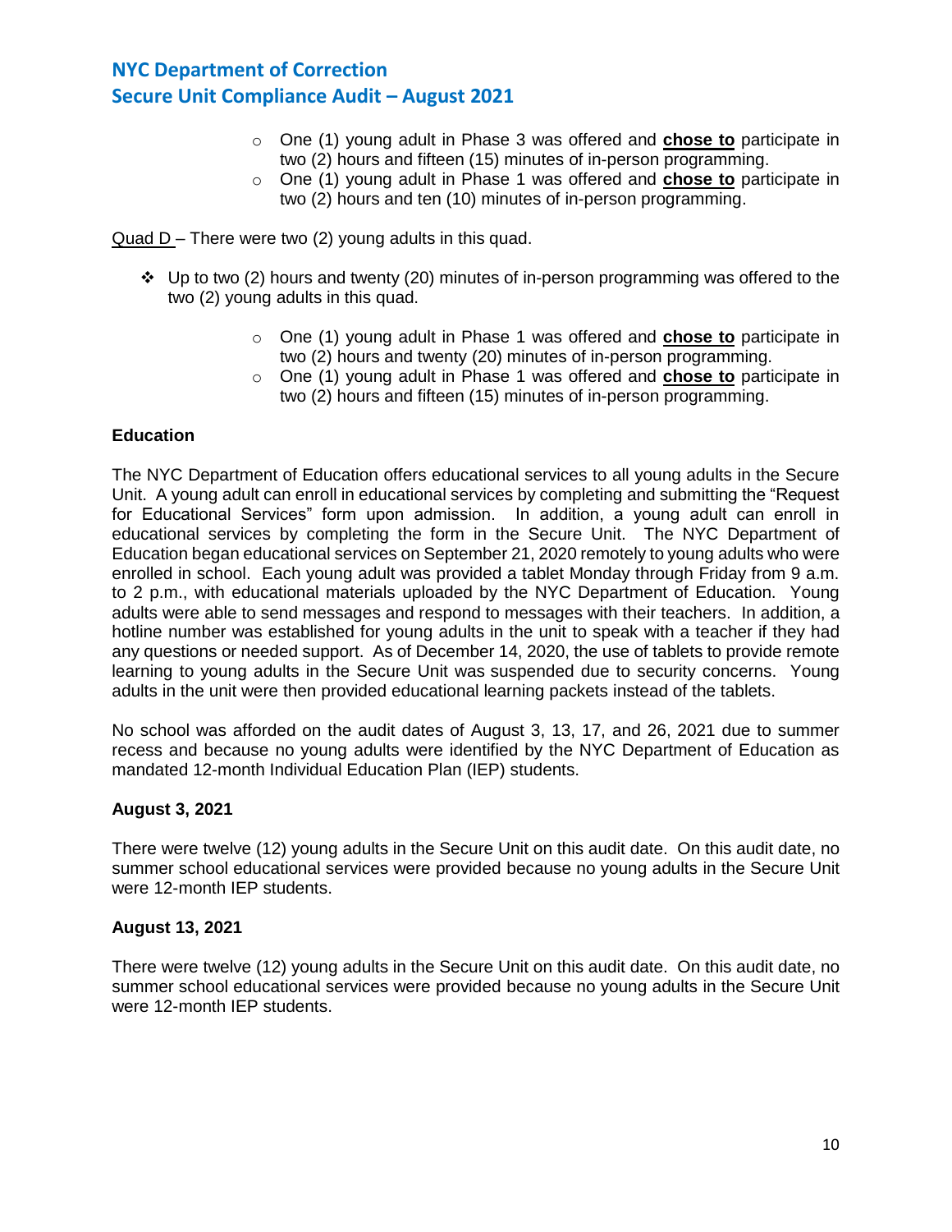- One (1) young adult in Phase 3 was offered and **<u>chose to</u>** participate in two (2) hours and fifteen (15) minutes of in-person programming.
- One (1) young adult in Phase 1 was offered and **<u>chose to</u>** participate in two (2) hours and ten (10) minutes of in-person programming.

<u>Quad D</u> – There were two (2) young adults in this quad.

- Up to two (2) hours and twenty (20) minutes of in-person programming was offered to the two (2) young adults in this quad.
  - One (1) young adult in Phase 1 was offered and **<u>chose to</u>** participate in two (2) hours and twenty (20) minutes of in-person programming.
  - One (1) young adult in Phase 1 was offered and **<u>chose to</u>** participate in two (2) hours and fifteen (15) minutes of in-person programming.

**Education**

The NYC Department of Education offers educational services to all young adults in the Secure Unit. A young adult can enroll in educational services by completing and submitting the "Request for Educational Services" form upon admission. In addition, a young adult can enroll in educational services by completing the form in the Secure Unit. The NYC Department of Education began educational services on September 21, 2020 remotely to young adults who were enrolled in school. Each young adult was provided a tablet Monday through Friday from 9 a.m. to 2 p.m., with educational materials uploaded by the NYC Department of Education. Young adults were able to send messages and respond to messages with their teachers. In addition, a hotline number was established for young adults in the unit to speak with a teacher if they had any questions or needed support. As of December 14, 2020, the use of tablets to provide remote learning to young adults in the Secure Unit was suspended due to security concerns. Young adults in the unit were then provided educational learning packets instead of the tablets.

No school was afforded on the audit dates of August 3, 13, 17, and 26, 2021 due to summer recess and because no young adults were identified by the NYC Department of Education as mandated 12-month Individual Education Plan (IEP) students.

**August 3, 2021**

There were twelve (12) young adults in the Secure Unit on this audit date. On this audit date, no summer school educational services were provided because no young adults in the Secure Unit were 12-month IEP students.

**August 13, 2021**

There were twelve (12) young adults in the Secure Unit on this audit date. On this audit date, no summer school educational services were provided because no young adults in the Secure Unit were 12-month IEP students.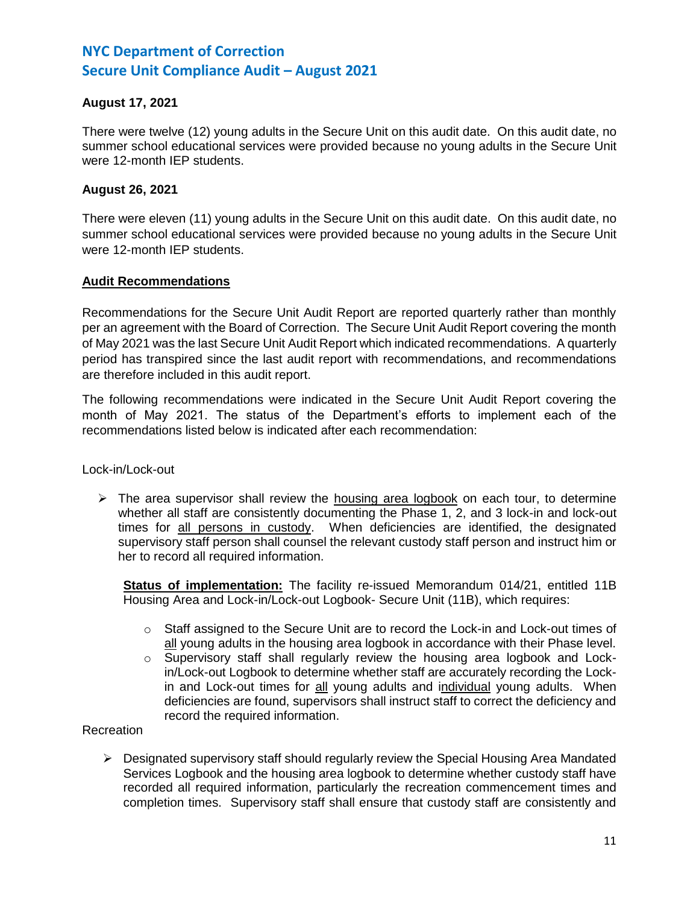**August 17, 2021**

There were twelve (12) young adults in the Secure Unit on this audit date. On this audit date, no summer school educational services were provided because no young adults in the Secure Unit were 12-month IEP students.

**August 26, 2021**

There were eleven (11) young adults in the Secure Unit on this audit date. On this audit date, no summer school educational services were provided because no young adults in the Secure Unit were 12-month IEP students.

**Audit Recommendations**

Recommendations for the Secure Unit Audit Report are reported quarterly rather than monthly per an agreement with the Board of Correction. The Secure Unit Audit Report covering the month of May 2021 was the last Secure Unit Audit Report which indicated recommendations. A quarterly period has transpired since the last audit report with recommendations, and recommendations are therefore included in this audit report.

The following recommendations were indicated in the Secure Unit Audit Report covering the month of May 2021. The status of the Department's efforts to implement each of the recommendations listed below is indicated after each recommendation:

Lock-in/Lock-out

- The area supervisor shall review the housing area logbook on each tour, to determine whether all staff are consistently documenting the Phase 1, 2, and 3 lock-in and lock-out times for all persons in custody. When deficiencies are identified, the designated supervisory staff person shall counsel the relevant custody staff person and instruct him or her to record all required information.

  **Status of implementation:** The facility re-issued Memorandum 014/21, entitled 11B Housing Area and Lock-in/Lock-out Logbook- Secure Unit (11B), which requires:

  - Staff assigned to the Secure Unit are to record the Lock-in and Lock-out times of all young adults in the housing area logbook in accordance with their Phase level.
  - Supervisory staff shall regularly review the housing area logbook and Lock-in/Lock-out Logbook to determine whether staff are accurately recording the Lock-in and Lock-out times for all young adults and individual young adults. When deficiencies are found, supervisors shall instruct staff to correct the deficiency and record the required information.

Recreation

- Designated supervisory staff should regularly review the Special Housing Area Mandated Services Logbook and the housing area logbook to determine whether custody staff have recorded all required information, particularly the recreation commencement times and completion times. Supervisory staff shall ensure that custody staff are consistently and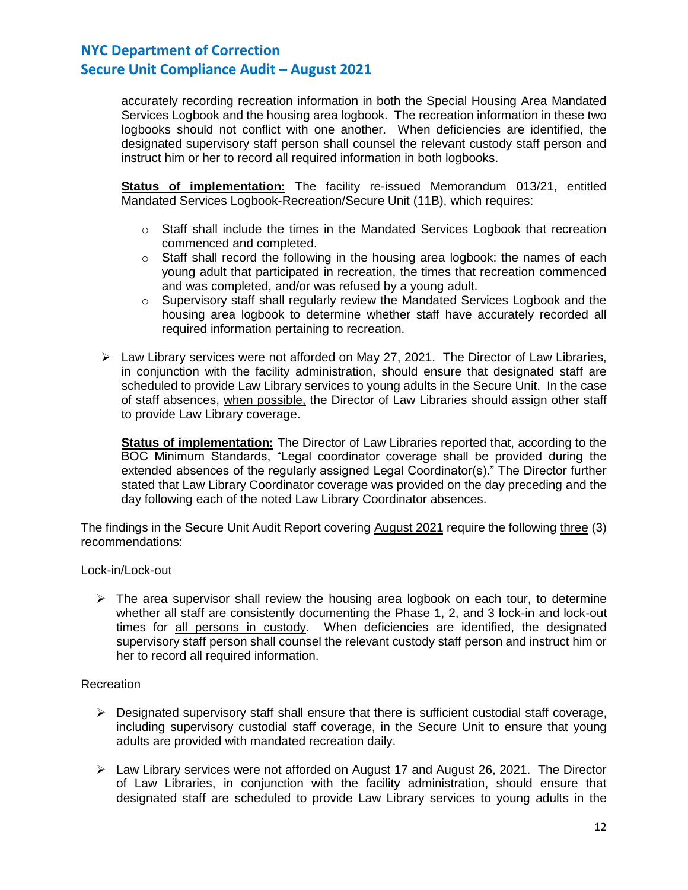accurately recording recreation information in both the Special Housing Area Mandated Services Logbook and the housing area logbook. The recreation information in these two logbooks should not conflict with one another. When deficiencies are identified, the designated supervisory staff person shall counsel the relevant custody staff person and instruct him or her to record all required information in both logbooks.

**<u>Status of implementation:</u>** The facility re-issued Memorandum 013/21, entitled Mandated Services Logbook-Recreation/Secure Unit (11B), which requires:

- Staff shall include the times in the Mandated Services Logbook that recreation commenced and completed.
- Staff shall record the following in the housing area logbook: the names of each young adult that participated in recreation, the times that recreation commenced and was completed, and/or was refused by a young adult.
- Supervisory staff shall regularly review the Mandated Services Logbook and the housing area logbook to determine whether staff have accurately recorded all required information pertaining to recreation.

- Law Library services were not afforded on May 27, 2021. The Director of Law Libraries, in conjunction with the facility administration, should ensure that designated staff are scheduled to provide Law Library services to young adults in the Secure Unit. In the case of staff absences, <u>when possible,</u> the Director of Law Libraries should assign other staff to provide Law Library coverage.

  **<u>Status of implementation:</u>** The Director of Law Libraries reported that, according to the BOC Minimum Standards, "Legal coordinator coverage shall be provided during the extended absences of the regularly assigned Legal Coordinator(s)." The Director further stated that Law Library Coordinator coverage was provided on the day preceding and the day following each of the noted Law Library Coordinator absences.

The findings in the Secure Unit Audit Report covering <u>August 2021</u> require the following <u>three</u> (3) recommendations:

Lock-in/Lock-out

- The area supervisor shall review the <u>housing area logbook</u> on each tour, to determine whether all staff are consistently documenting the Phase 1, 2, and 3 lock-in and lock-out times for <u>all persons in custody</u>. When deficiencies are identified, the designated supervisory staff person shall counsel the relevant custody staff person and instruct him or her to record all required information.

Recreation

- Designated supervisory staff shall ensure that there is sufficient custodial staff coverage, including supervisory custodial staff coverage, in the Secure Unit to ensure that young adults are provided with mandated recreation daily.

- Law Library services were not afforded on August 17 and August 26, 2021. The Director of Law Libraries, in conjunction with the facility administration, should ensure that designated staff are scheduled to provide Law Library services to young adults in the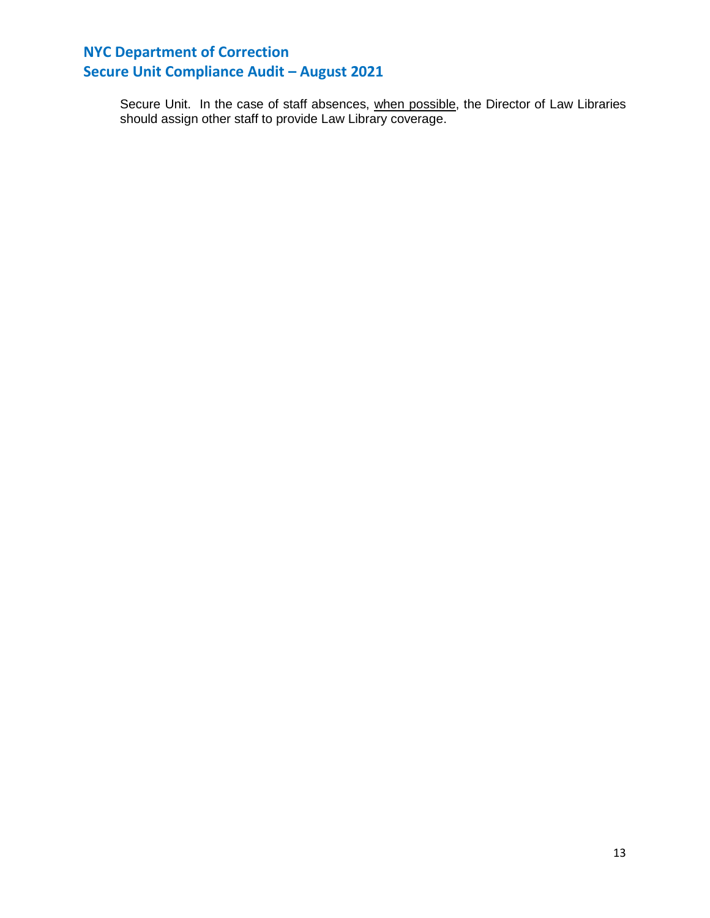Secure Unit. In the case of staff absences, <u>when possible</u>, the Director of Law Libraries should assign other staff to provide Law Library coverage.